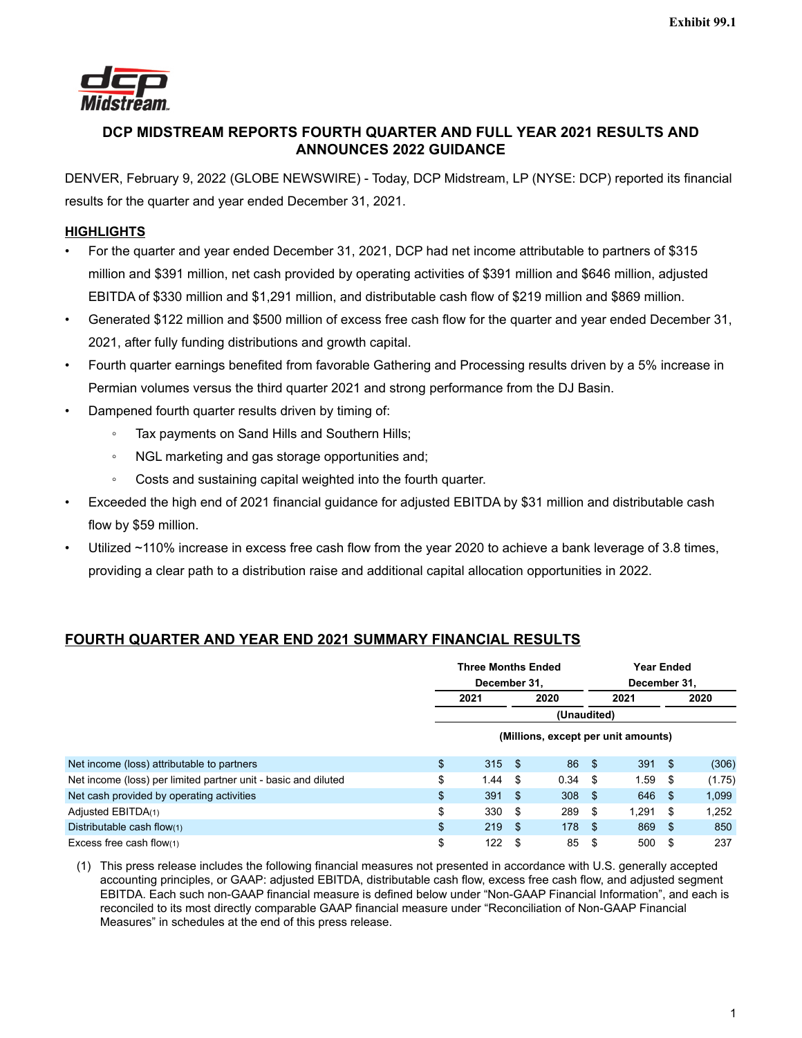Exhibit 99.1

# DCP MIDSTREAM REPORTS FOURTH QUARTER AND FULL YEAR 2021 RESULTS AND ANNOUNCES 2022 GUIDANCE

DENVER, February 9, 2022 (GLOBE NEWSWIRE) - Today, DCP Midstream, LP (NYSE: DCP) reported its financial results for the quarter and year ended December 31, 2021.

## HIGHLIGHTS

- For the quarter and year ended December 31, 2021, DCP had net income attributable to partners of $315 million and $391 million, net cash provided by operating activities of $391 million and $646 million, adjusted EBITDA of $330 million and $1,291 million, and distributable cash flow of $219 million and $869 million.
- Generated $122 million and $500 million of excess free cash flow for the quarter and year ended December 31, 2021, after fully funding distributions and growth capital.
- Fourth quarter earnings benefited from favorable Gathering and Processing results driven by a 5% increase in Permian volumes versus the third quarter 2021 and strong performance from the DJ Basin.
- Dampened fourth quarter results driven by timing of:
  - Tax payments on Sand Hills and Southern Hills;
  - NGL marketing and gas storage opportunities and;
  - Costs and sustaining capital weighted into the fourth quarter.
- Exceeded the high end of 2021 financial guidance for adjusted EBITDA by $31 million and distributable cash flow by $59 million.
- Utilized ~110% increase in excess free cash flow from the year 2020 to achieve a bank leverage of 3.8 times, providing a clear path to a distribution raise and additional capital allocation opportunities in 2022.

## FOURTH QUARTER AND YEAR END 2021 SUMMARY FINANCIAL RESULTS

| | Three Months Ended December 31, | | Year Ended December 31, | |
|---|---|---|---|---|
| | 2021 | 2020 | 2021 | 2020 |
| | (Unaudited) | | | |
| | (Millions, except per unit amounts) | | | |
| Net income (loss) attributable to partners | $ 315 | $ 86 | $ 391 | $ (306) |
| Net income (loss) per limited partner unit - basic and diluted | $ 1.44 | $ 0.34 | $ 1.59 | $ (1.75) |
| Net cash provided by operating activities | $ 391 | $ 308 | $ 646 | $ 1,099 |
| Adjusted EBITDA(1) | $ 330 | $ 289 | $ 1,291 | $ 1,252 |
| Distributable cash flow(1) | $ 219 | $ 178 | $ 869 | $ 850 |
| Excess free cash flow(1) | $ 122 | $ 85 | $ 500 | $ 237 |

(1) This press release includes the following financial measures not presented in accordance with U.S. generally accepted accounting principles, or GAAP: adjusted EBITDA, distributable cash flow, excess free cash flow, and adjusted segment EBITDA. Each such non-GAAP financial measure is defined below under "Non-GAAP Financial Information", and each is reconciled to its most directly comparable GAAP financial measure under "Reconciliation of Non-GAAP Financial Measures" in schedules at the end of this press release.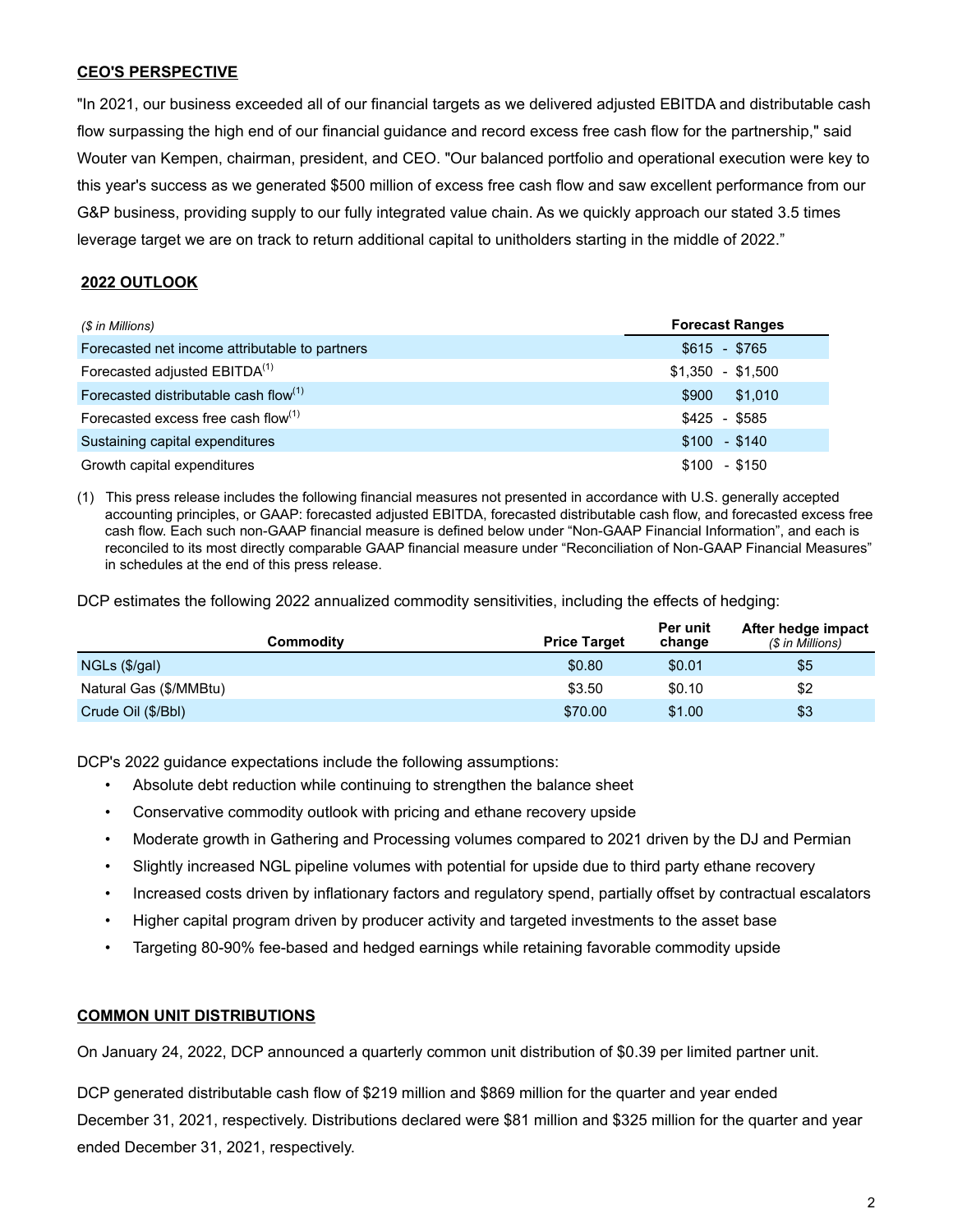## CEO'S PERSPECTIVE

"In 2021, our business exceeded all of our financial targets as we delivered adjusted EBITDA and distributable cash flow surpassing the high end of our financial guidance and record excess free cash flow for the partnership," said Wouter van Kempen, chairman, president, and CEO. "Our balanced portfolio and operational execution were key to this year's success as we generated $500 million of excess free cash flow and saw excellent performance from our G&P business, providing supply to our fully integrated value chain. As we quickly approach our stated 3.5 times leverage target we are on track to return additional capital to unitholders starting in the middle of 2022."

## 2022 OUTLOOK

| *($ in Millions)* | Forecast Ranges |
| --- | --- |
| Forecasted net income attributable to partners | $615 - $765 |
| Forecasted adjusted EBITDA[1] | $1,350 - $1,500 |
| Forecasted distributable cash flow[1] | $900 $1,010 |
| Forecasted excess free cash flow[1] | $425 - $585 |
| Sustaining capital expenditures | $100 - $140 |
| Growth capital expenditures | $100 - $150 |

(1) This press release includes the following financial measures not presented in accordance with U.S. generally accepted accounting principles, or GAAP: forecasted adjusted EBITDA, forecasted distributable cash flow, and forecasted excess free cash flow. Each such non-GAAP financial measure is defined below under "Non-GAAP Financial Information", and each is reconciled to its most directly comparable GAAP financial measure under "Reconciliation of Non-GAAP Financial Measures" in schedules at the end of this press release.

DCP estimates the following 2022 annualized commodity sensitivities, including the effects of hedging:

| Commodity | Price Target | Per unit change | After hedge impact *($ in Millions)* |
| --- | --- | --- | --- |
| NGLs ($/gal) | $0.80 | $0.01 | $5 |
| Natural Gas ($/MMBtu) | $3.50 | $0.10 | $2 |
| Crude Oil ($/Bbl) | $70.00 | $1.00 | $3 |

DCP's 2022 guidance expectations include the following assumptions:

- Absolute debt reduction while continuing to strengthen the balance sheet
- Conservative commodity outlook with pricing and ethane recovery upside
- Moderate growth in Gathering and Processing volumes compared to 2021 driven by the DJ and Permian
- Slightly increased NGL pipeline volumes with potential for upside due to third party ethane recovery
- Increased costs driven by inflationary factors and regulatory spend, partially offset by contractual escalators
- Higher capital program driven by producer activity and targeted investments to the asset base
- Targeting 80-90% fee-based and hedged earnings while retaining favorable commodity upside

## COMMON UNIT DISTRIBUTIONS

On January 24, 2022, DCP announced a quarterly common unit distribution of $0.39 per limited partner unit.

DCP generated distributable cash flow of $219 million and $869 million for the quarter and year ended December 31, 2021, respectively. Distributions declared were $81 million and $325 million for the quarter and year ended December 31, 2021, respectively.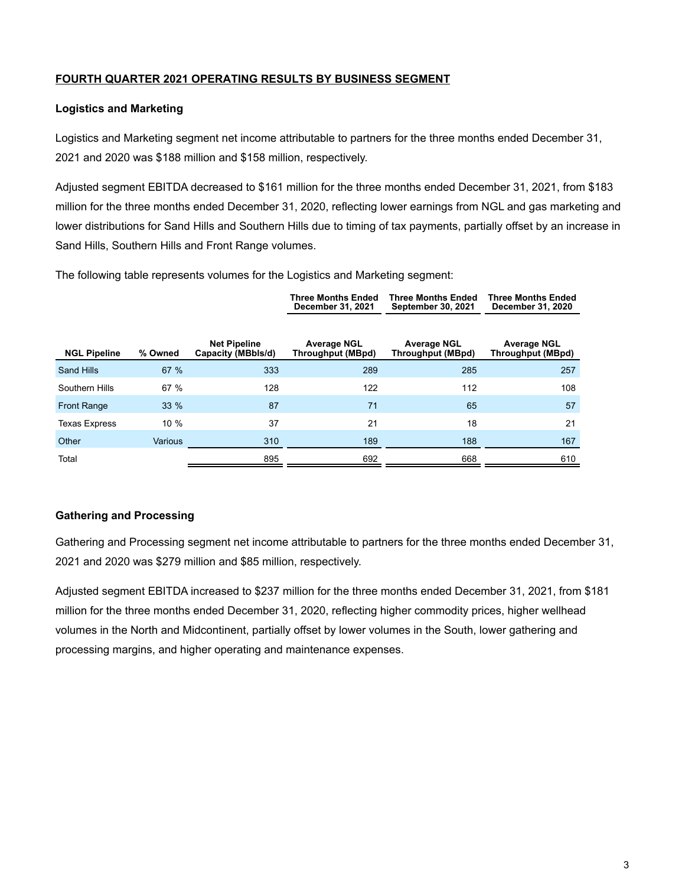## FOURTH QUARTER 2021 OPERATING RESULTS BY BUSINESS SEGMENT

### Logistics and Marketing

Logistics and Marketing segment net income attributable to partners for the three months ended December 31, 2021 and 2020 was $188 million and $158 million, respectively.

Adjusted segment EBITDA decreased to $161 million for the three months ended December 31, 2021, from $183 million for the three months ended December 31, 2020, reflecting lower earnings from NGL and gas marketing and lower distributions for Sand Hills and Southern Hills due to timing of tax payments, partially offset by an increase in Sand Hills, Southern Hills and Front Range volumes.

The following table represents volumes for the Logistics and Marketing segment:

| | | | Three Months Ended December 31, 2021 | Three Months Ended September 30, 2021 | Three Months Ended December 31, 2020 |
|---|---|---|---|---|---|
| **NGL Pipeline** | **% Owned** | **Net Pipeline Capacity (MBbls/d)** | **Average NGL Throughput (MBpd)** | **Average NGL Throughput (MBpd)** | **Average NGL Throughput (MBpd)** |
| Sand Hills | 67 % | 333 | 289 | 285 | 257 |
| Southern Hills | 67 % | 128 | 122 | 112 | 108 |
| Front Range | 33 % | 87 | 71 | 65 | 57 |
| Texas Express | 10 % | 37 | 21 | 18 | 21 |
| Other | Various | 310 | 189 | 188 | 167 |
| Total | | 895 | 692 | 668 | 610 |

### Gathering and Processing

Gathering and Processing segment net income attributable to partners for the three months ended December 31, 2021 and 2020 was $279 million and $85 million, respectively.

Adjusted segment EBITDA increased to $237 million for the three months ended December 31, 2021, from $181 million for the three months ended December 31, 2020, reflecting higher commodity prices, higher wellhead volumes in the North and Midcontinent, partially offset by lower volumes in the South, lower gathering and processing margins, and higher operating and maintenance expenses.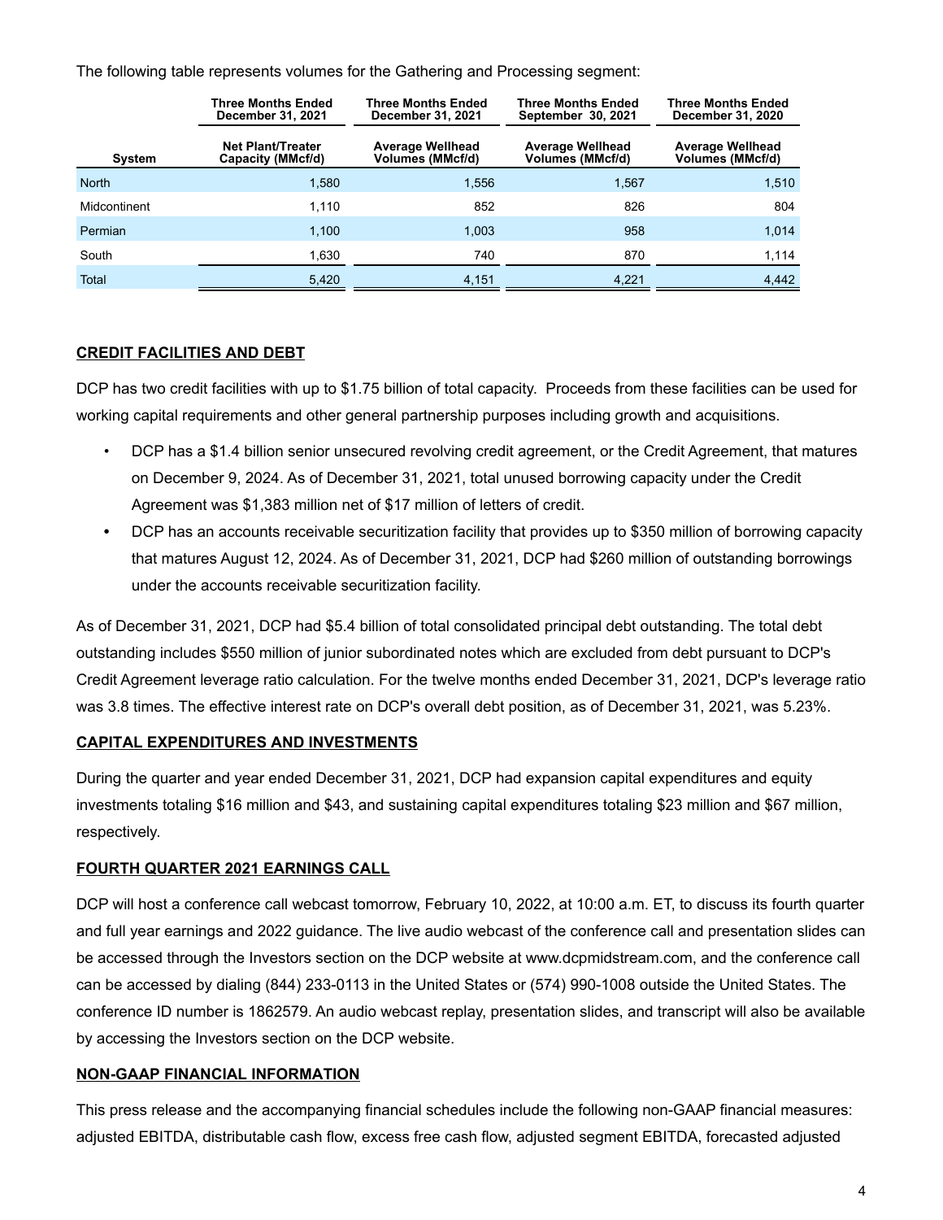The following table represents volumes for the Gathering and Processing segment:

| | Three Months Ended December 31, 2021 | Three Months Ended December 31, 2021 | Three Months Ended September 30, 2021 | Three Months Ended December 31, 2020 |
|---|---|---|---|---|
| **System** | **Net Plant/Treater Capacity (MMcf/d)** | **Average Wellhead Volumes (MMcf/d)** | **Average Wellhead Volumes (MMcf/d)** | **Average Wellhead Volumes (MMcf/d)** |
| North | 1,580 | 1,556 | 1,567 | 1,510 |
| Midcontinent | 1,110 | 852 | 826 | 804 |
| Permian | 1,100 | 1,003 | 958 | 1,014 |
| South | 1,630 | 740 | 870 | 1,114 |
| Total | 5,420 | 4,151 | 4,221 | 4,442 |

## CREDIT FACILITIES AND DEBT

DCP has two credit facilities with up to $1.75 billion of total capacity. Proceeds from these facilities can be used for working capital requirements and other general partnership purposes including growth and acquisitions.

- DCP has a $1.4 billion senior unsecured revolving credit agreement, or the Credit Agreement, that matures on December 9, 2024. As of December 31, 2021, total unused borrowing capacity under the Credit Agreement was $1,383 million net of $17 million of letters of credit.
- DCP has an accounts receivable securitization facility that provides up to $350 million of borrowing capacity that matures August 12, 2024. As of December 31, 2021, DCP had $260 million of outstanding borrowings under the accounts receivable securitization facility.

As of December 31, 2021, DCP had $5.4 billion of total consolidated principal debt outstanding. The total debt outstanding includes $550 million of junior subordinated notes which are excluded from debt pursuant to DCP's Credit Agreement leverage ratio calculation. For the twelve months ended December 31, 2021, DCP's leverage ratio was 3.8 times. The effective interest rate on DCP's overall debt position, as of December 31, 2021, was 5.23%.

## CAPITAL EXPENDITURES AND INVESTMENTS

During the quarter and year ended December 31, 2021, DCP had expansion capital expenditures and equity investments totaling $16 million and $43, and sustaining capital expenditures totaling $23 million and $67 million, respectively.

## FOURTH QUARTER 2021 EARNINGS CALL

DCP will host a conference call webcast tomorrow, February 10, 2022, at 10:00 a.m. ET, to discuss its fourth quarter and full year earnings and 2022 guidance. The live audio webcast of the conference call and presentation slides can be accessed through the Investors section on the DCP website at www.dcpmidstream.com, and the conference call can be accessed by dialing (844) 233-0113 in the United States or (574) 990-1008 outside the United States. The conference ID number is 1862579. An audio webcast replay, presentation slides, and transcript will also be available by accessing the Investors section on the DCP website.

## NON-GAAP FINANCIAL INFORMATION

This press release and the accompanying financial schedules include the following non-GAAP financial measures: adjusted EBITDA, distributable cash flow, excess free cash flow, adjusted segment EBITDA, forecasted adjusted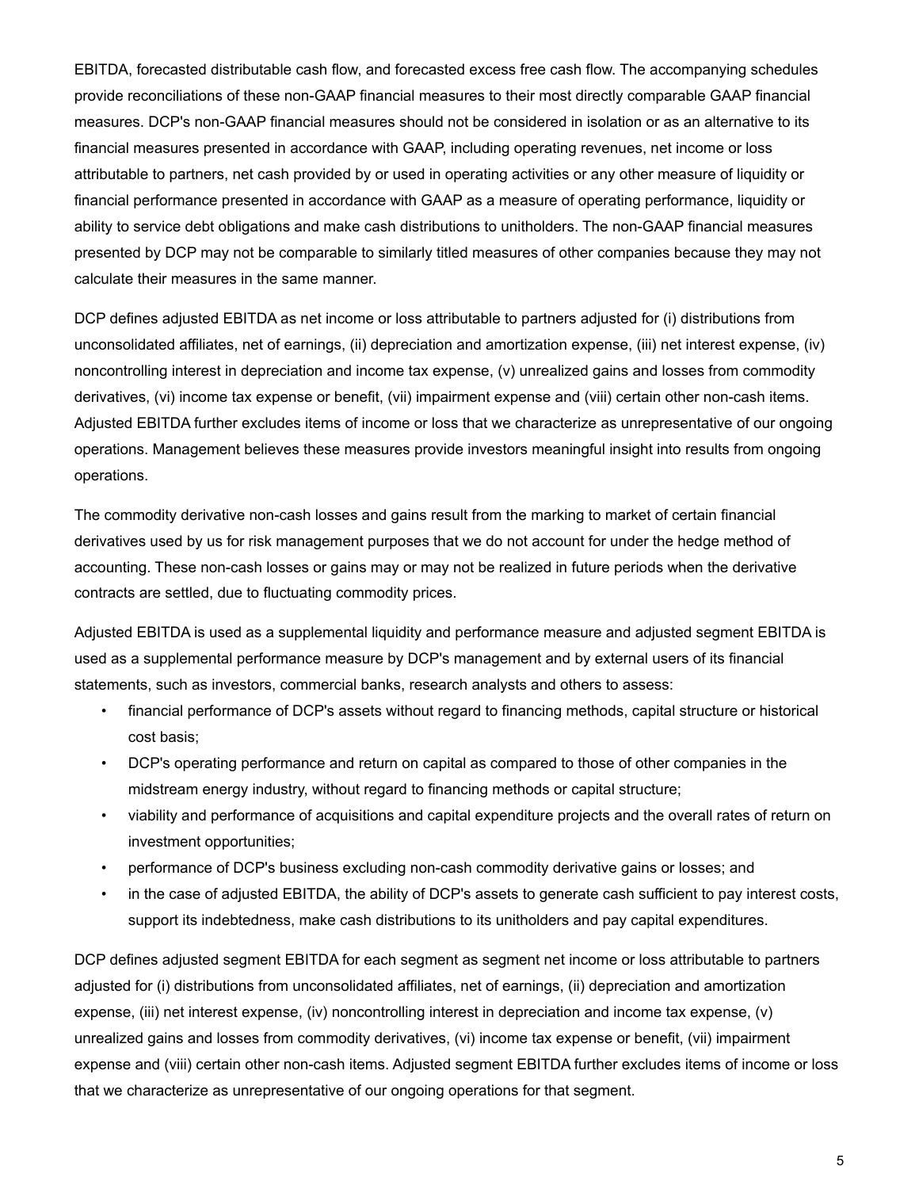EBITDA, forecasted distributable cash flow, and forecasted excess free cash flow. The accompanying schedules provide reconciliations of these non-GAAP financial measures to their most directly comparable GAAP financial measures. DCP's non-GAAP financial measures should not be considered in isolation or as an alternative to its financial measures presented in accordance with GAAP, including operating revenues, net income or loss attributable to partners, net cash provided by or used in operating activities or any other measure of liquidity or financial performance presented in accordance with GAAP as a measure of operating performance, liquidity or ability to service debt obligations and make cash distributions to unitholders. The non-GAAP financial measures presented by DCP may not be comparable to similarly titled measures of other companies because they may not calculate their measures in the same manner.

DCP defines adjusted EBITDA as net income or loss attributable to partners adjusted for (i) distributions from unconsolidated affiliates, net of earnings, (ii) depreciation and amortization expense, (iii) net interest expense, (iv) noncontrolling interest in depreciation and income tax expense, (v) unrealized gains and losses from commodity derivatives, (vi) income tax expense or benefit, (vii) impairment expense and (viii) certain other non-cash items. Adjusted EBITDA further excludes items of income or loss that we characterize as unrepresentative of our ongoing operations. Management believes these measures provide investors meaningful insight into results from ongoing operations.

The commodity derivative non-cash losses and gains result from the marking to market of certain financial derivatives used by us for risk management purposes that we do not account for under the hedge method of accounting. These non-cash losses or gains may or may not be realized in future periods when the derivative contracts are settled, due to fluctuating commodity prices.

Adjusted EBITDA is used as a supplemental liquidity and performance measure and adjusted segment EBITDA is used as a supplemental performance measure by DCP's management and by external users of its financial statements, such as investors, commercial banks, research analysts and others to assess:

- financial performance of DCP's assets without regard to financing methods, capital structure or historical cost basis;
- DCP's operating performance and return on capital as compared to those of other companies in the midstream energy industry, without regard to financing methods or capital structure;
- viability and performance of acquisitions and capital expenditure projects and the overall rates of return on investment opportunities;
- performance of DCP's business excluding non-cash commodity derivative gains or losses; and
- in the case of adjusted EBITDA, the ability of DCP's assets to generate cash sufficient to pay interest costs, support its indebtedness, make cash distributions to its unitholders and pay capital expenditures.

DCP defines adjusted segment EBITDA for each segment as segment net income or loss attributable to partners adjusted for (i) distributions from unconsolidated affiliates, net of earnings, (ii) depreciation and amortization expense, (iii) net interest expense, (iv) noncontrolling interest in depreciation and income tax expense, (v) unrealized gains and losses from commodity derivatives, (vi) income tax expense or benefit, (vii) impairment expense and (viii) certain other non-cash items. Adjusted segment EBITDA further excludes items of income or loss that we characterize as unrepresentative of our ongoing operations for that segment.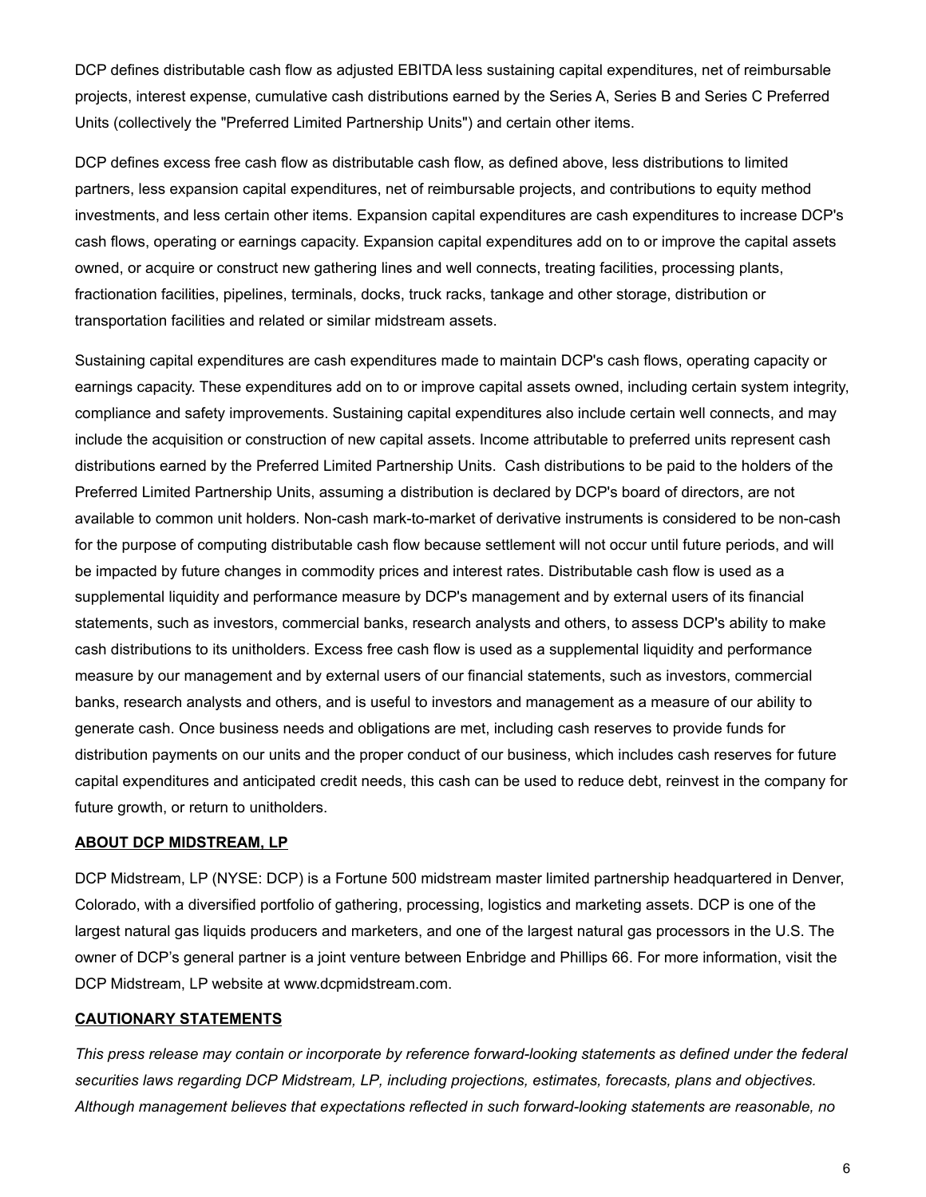DCP defines distributable cash flow as adjusted EBITDA less sustaining capital expenditures, net of reimbursable projects, interest expense, cumulative cash distributions earned by the Series A, Series B and Series C Preferred Units (collectively the "Preferred Limited Partnership Units") and certain other items.

DCP defines excess free cash flow as distributable cash flow, as defined above, less distributions to limited partners, less expansion capital expenditures, net of reimbursable projects, and contributions to equity method investments, and less certain other items. Expansion capital expenditures are cash expenditures to increase DCP's cash flows, operating or earnings capacity. Expansion capital expenditures add on to or improve the capital assets owned, or acquire or construct new gathering lines and well connects, treating facilities, processing plants, fractionation facilities, pipelines, terminals, docks, truck racks, tankage and other storage, distribution or transportation facilities and related or similar midstream assets.

Sustaining capital expenditures are cash expenditures made to maintain DCP's cash flows, operating capacity or earnings capacity. These expenditures add on to or improve capital assets owned, including certain system integrity, compliance and safety improvements. Sustaining capital expenditures also include certain well connects, and may include the acquisition or construction of new capital assets. Income attributable to preferred units represent cash distributions earned by the Preferred Limited Partnership Units. Cash distributions to be paid to the holders of the Preferred Limited Partnership Units, assuming a distribution is declared by DCP's board of directors, are not available to common unit holders. Non-cash mark-to-market of derivative instruments is considered to be non-cash for the purpose of computing distributable cash flow because settlement will not occur until future periods, and will be impacted by future changes in commodity prices and interest rates. Distributable cash flow is used as a supplemental liquidity and performance measure by DCP's management and by external users of its financial statements, such as investors, commercial banks, research analysts and others, to assess DCP's ability to make cash distributions to its unitholders. Excess free cash flow is used as a supplemental liquidity and performance measure by our management and by external users of our financial statements, such as investors, commercial banks, research analysts and others, and is useful to investors and management as a measure of our ability to generate cash. Once business needs and obligations are met, including cash reserves to provide funds for distribution payments on our units and the proper conduct of our business, which includes cash reserves for future capital expenditures and anticipated credit needs, this cash can be used to reduce debt, reinvest in the company for future growth, or return to unitholders.

## ABOUT DCP MIDSTREAM, LP

DCP Midstream, LP (NYSE: DCP) is a Fortune 500 midstream master limited partnership headquartered in Denver, Colorado, with a diversified portfolio of gathering, processing, logistics and marketing assets. DCP is one of the largest natural gas liquids producers and marketers, and one of the largest natural gas processors in the U.S. The owner of DCP's general partner is a joint venture between Enbridge and Phillips 66. For more information, visit the DCP Midstream, LP website at www.dcpmidstream.com.

## CAUTIONARY STATEMENTS

*This press release may contain or incorporate by reference forward-looking statements as defined under the federal securities laws regarding DCP Midstream, LP, including projections, estimates, forecasts, plans and objectives. Although management believes that expectations reflected in such forward-looking statements are reasonable, no*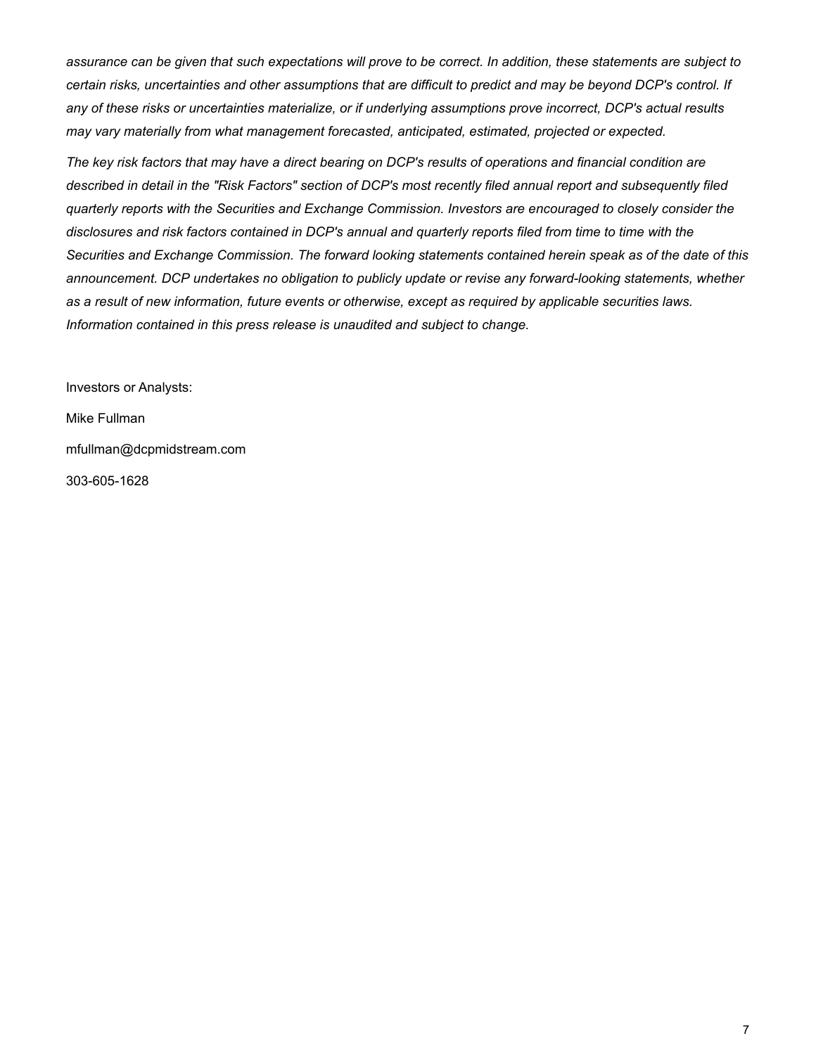*assurance can be given that such expectations will prove to be correct. In addition, these statements are subject to certain risks, uncertainties and other assumptions that are difficult to predict and may be beyond DCP's control. If any of these risks or uncertainties materialize, or if underlying assumptions prove incorrect, DCP's actual results may vary materially from what management forecasted, anticipated, estimated, projected or expected.*

*The key risk factors that may have a direct bearing on DCP's results of operations and financial condition are described in detail in the "Risk Factors" section of DCP's most recently filed annual report and subsequently filed quarterly reports with the Securities and Exchange Commission. Investors are encouraged to closely consider the disclosures and risk factors contained in DCP's annual and quarterly reports filed from time to time with the Securities and Exchange Commission. The forward looking statements contained herein speak as of the date of this announcement. DCP undertakes no obligation to publicly update or revise any forward-looking statements, whether as a result of new information, future events or otherwise, except as required by applicable securities laws. Information contained in this press release is unaudited and subject to change.*

Investors or Analysts:

Mike Fullman

mfullman@dcpmidstream.com

303-605-1628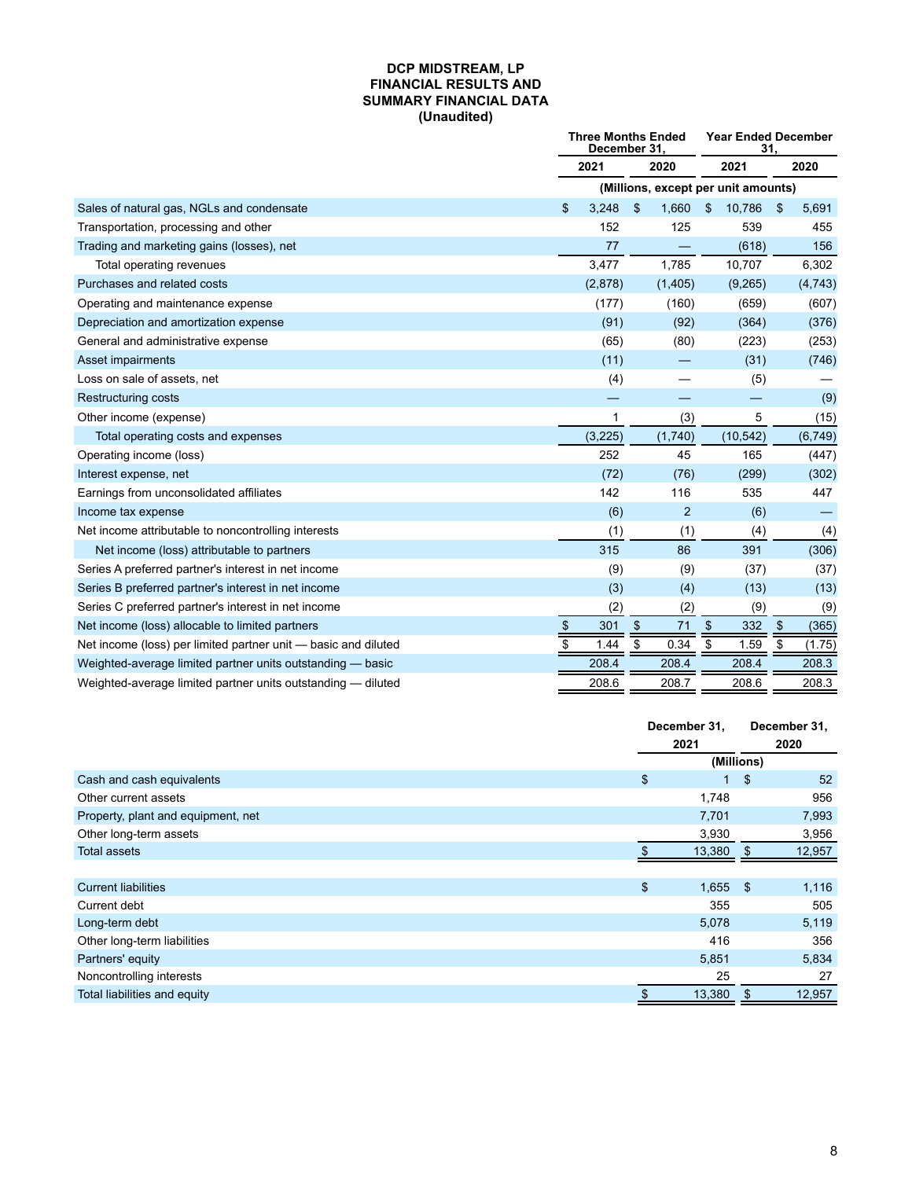# DCP MIDSTREAM, LP
# FINANCIAL RESULTS AND SUMMARY FINANCIAL DATA
# (Unaudited)

| | Three Months Ended December 31, | | Year Ended December 31, | |
|---|---|---|---|---|
| | 2021 | 2020 | 2021 | 2020 |
| | (Millions, except per unit amounts) | | | |
| Sales of natural gas, NGLs and condensate | $ 3,248 | $ 1,660 | $ 10,786 | $ 5,691 |
| Transportation, processing and other | 152 | 125 | 539 | 455 |
| Trading and marketing gains (losses), net | 77 | — | (618) | 156 |
| Total operating revenues | 3,477 | 1,785 | 10,707 | 6,302 |
| Purchases and related costs | (2,878) | (1,405) | (9,265) | (4,743) |
| Operating and maintenance expense | (177) | (160) | (659) | (607) |
| Depreciation and amortization expense | (91) | (92) | (364) | (376) |
| General and administrative expense | (65) | (80) | (223) | (253) |
| Asset impairments | (11) | — | (31) | (746) |
| Loss on sale of assets, net | (4) | — | (5) | — |
| Restructuring costs | — | — | — | (9) |
| Other income (expense) | 1 | (3) | 5 | (15) |
| Total operating costs and expenses | (3,225) | (1,740) | (10,542) | (6,749) |
| Operating income (loss) | 252 | 45 | 165 | (447) |
| Interest expense, net | (72) | (76) | (299) | (302) |
| Earnings from unconsolidated affiliates | 142 | 116 | 535 | 447 |
| Income tax expense | (6) | 2 | (6) | — |
| Net income attributable to noncontrolling interests | (1) | (1) | (4) | (4) |
| Net income (loss) attributable to partners | 315 | 86 | 391 | (306) |
| Series A preferred partner's interest in net income | (9) | (9) | (37) | (37) |
| Series B preferred partner's interest in net income | (3) | (4) | (13) | (13) |
| Series C preferred partner's interest in net income | (2) | (2) | (9) | (9) |
| Net income (loss) allocable to limited partners | $ 301 | $ 71 | $ 332 | $ (365) |
| Net income (loss) per limited partner unit — basic and diluted | $ 1.44 | $ 0.34 | $ 1.59 | $ (1.75) |
| Weighted-average limited partner units outstanding — basic | 208.4 | 208.4 | 208.4 | 208.3 |
| Weighted-average limited partner units outstanding — diluted | 208.6 | 208.7 | 208.6 | 208.3 |

| | December 31, 2021 | December 31, 2020 |
|---|---|---|
| | (Millions) | |
| Cash and cash equivalents | $ 1 | $ 52 |
| Other current assets | 1,748 | 956 |
| Property, plant and equipment, net | 7,701 | 7,993 |
| Other long-term assets | 3,930 | 3,956 |
| Total assets | $ 13,380 | $ 12,957 |
| | | |
| Current liabilities | $ 1,655 | $ 1,116 |
| Current debt | 355 | 505 |
| Long-term debt | 5,078 | 5,119 |
| Other long-term liabilities | 416 | 356 |
| Partners' equity | 5,851 | 5,834 |
| Noncontrolling interests | 25 | 27 |
| Total liabilities and equity | $ 13,380 | $ 12,957 |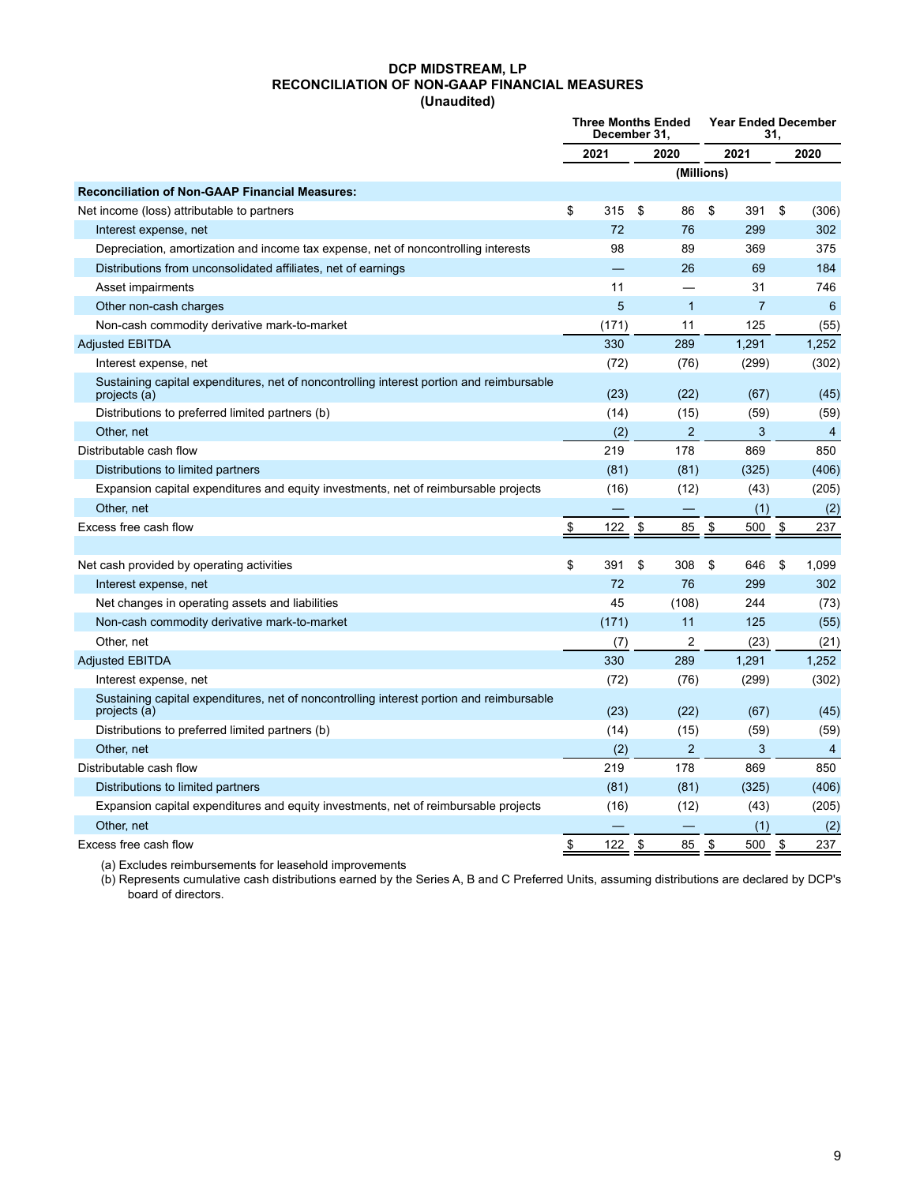**DCP MIDSTREAM, LP**
**RECONCILIATION OF NON-GAAP FINANCIAL MEASURES**
**(Unaudited)**

| | Three Months Ended December 31, | | Year Ended December 31, | |
|---|---|---|---|---|
| | 2021 | 2020 | 2021 | 2020 |
| | (Millions) | | | |
| **Reconciliation of Non-GAAP Financial Measures:** | | | | |
| Net income (loss) attributable to partners | $ 315 | $ 86 | $ 391 | $ (306) |
| Interest expense, net | 72 | 76 | 299 | 302 |
| Depreciation, amortization and income tax expense, net of noncontrolling interests | 98 | 89 | 369 | 375 |
| Distributions from unconsolidated affiliates, net of earnings | — | 26 | 69 | 184 |
| Asset impairments | 11 | — | 31 | 746 |
| Other non-cash charges | 5 | 1 | 7 | 6 |
| Non-cash commodity derivative mark-to-market | (171) | 11 | 125 | (55) |
| Adjusted EBITDA | 330 | 289 | 1,291 | 1,252 |
| Interest expense, net | (72) | (76) | (299) | (302) |
| Sustaining capital expenditures, net of noncontrolling interest portion and reimbursable projects (a) | (23) | (22) | (67) | (45) |
| Distributions to preferred limited partners (b) | (14) | (15) | (59) | (59) |
| Other, net | (2) | 2 | 3 | 4 |
| Distributable cash flow | 219 | 178 | 869 | 850 |
| Distributions to limited partners | (81) | (81) | (325) | (406) |
| Expansion capital expenditures and equity investments, net of reimbursable projects | (16) | (12) | (43) | (205) |
| Other, net | — | — | (1) | (2) |
| Excess free cash flow | $ 122 | $ 85 | $ 500 | $ 237 |
| | | | | |
| Net cash provided by operating activities | $ 391 | $ 308 | $ 646 | $ 1,099 |
| Interest expense, net | 72 | 76 | 299 | 302 |
| Net changes in operating assets and liabilities | 45 | (108) | 244 | (73) |
| Non-cash commodity derivative mark-to-market | (171) | 11 | 125 | (55) |
| Other, net | (7) | 2 | (23) | (21) |
| Adjusted EBITDA | 330 | 289 | 1,291 | 1,252 |
| Interest expense, net | (72) | (76) | (299) | (302) |
| Sustaining capital expenditures, net of noncontrolling interest portion and reimbursable projects (a) | (23) | (22) | (67) | (45) |
| Distributions to preferred limited partners (b) | (14) | (15) | (59) | (59) |
| Other, net | (2) | 2 | 3 | 4 |
| Distributable cash flow | 219 | 178 | 869 | 850 |
| Distributions to limited partners | (81) | (81) | (325) | (406) |
| Expansion capital expenditures and equity investments, net of reimbursable projects | (16) | (12) | (43) | (205) |
| Other, net | — | — | (1) | (2) |
| Excess free cash flow | $ 122 | $ 85 | $ 500 | $ 237 |

(a) Excludes reimbursements for leasehold improvements
(b) Represents cumulative cash distributions earned by the Series A, B and C Preferred Units, assuming distributions are declared by DCP's board of directors.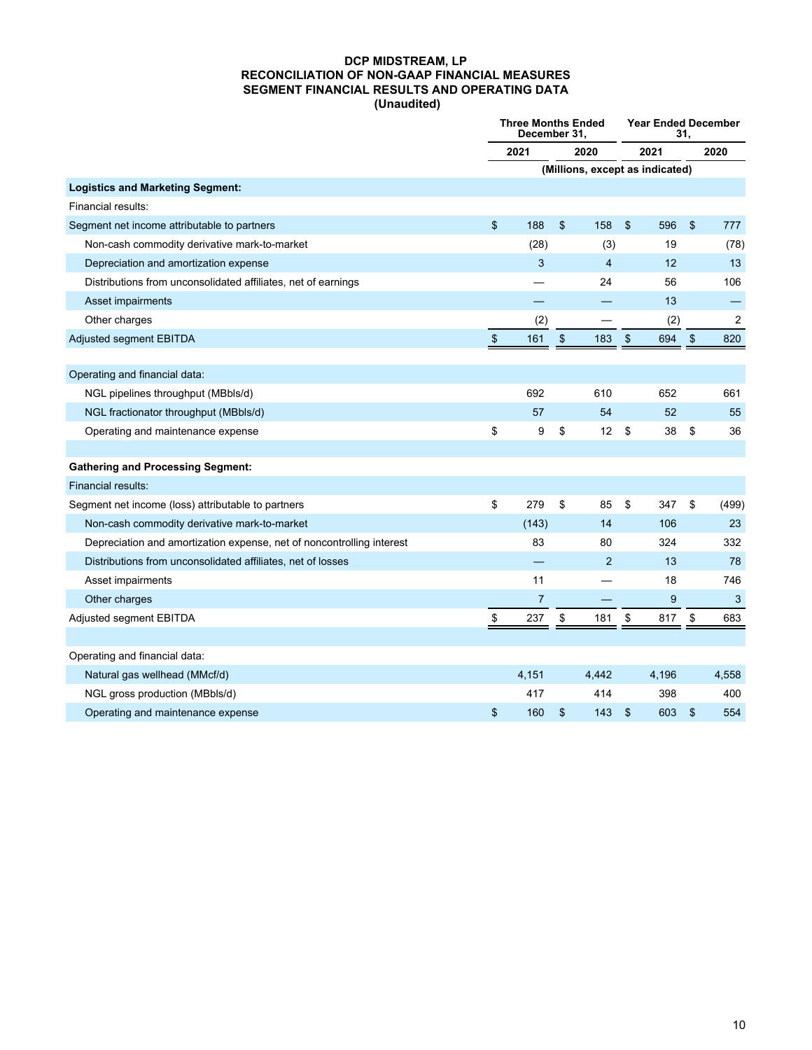**DCP MIDSTREAM, LP**
**RECONCILIATION OF NON-GAAP FINANCIAL MEASURES**
**SEGMENT FINANCIAL RESULTS AND OPERATING DATA**
**(Unaudited)**

| | Three Months Ended December 31, | | Year Ended December 31, | |
|---|---|---|---|---|
| | 2021 | 2020 | 2021 | 2020 |
| | (Millions, except as indicated) | | | |
| **Logistics and Marketing Segment:** | | | | |
| Financial results: | | | | |
| Segment net income attributable to partners | $ 188 | $ 158 | $ 596 | $ 777 |
| Non-cash commodity derivative mark-to-market | (28) | (3) | 19 | (78) |
| Depreciation and amortization expense | 3 | 4 | 12 | 13 |
| Distributions from unconsolidated affiliates, net of earnings | — | 24 | 56 | 106 |
| Asset impairments | — | — | 13 | — |
| Other charges | (2) | — | (2) | 2 |
| Adjusted segment EBITDA | $ 161 | $ 183 | $ 694 | $ 820 |
| | | | | |
| Operating and financial data: | | | | |
| NGL pipelines throughput (MBbls/d) | 692 | 610 | 652 | 661 |
| NGL fractionator throughput (MBbls/d) | 57 | 54 | 52 | 55 |
| Operating and maintenance expense | $ 9 | $ 12 | $ 38 | $ 36 |
| | | | | |
| **Gathering and Processing Segment:** | | | | |
| Financial results: | | | | |
| Segment net income (loss) attributable to partners | $ 279 | $ 85 | $ 347 | $ (499) |
| Non-cash commodity derivative mark-to-market | (143) | 14 | 106 | 23 |
| Depreciation and amortization expense, net of noncontrolling interest | 83 | 80 | 324 | 332 |
| Distributions from unconsolidated affiliates, net of losses | — | 2 | 13 | 78 |
| Asset impairments | 11 | — | 18 | 746 |
| Other charges | 7 | — | 9 | 3 |
| Adjusted segment EBITDA | $ 237 | $ 181 | $ 817 | $ 683 |
| | | | | |
| Operating and financial data: | | | | |
| Natural gas wellhead (MMcf/d) | 4,151 | 4,442 | 4,196 | 4,558 |
| NGL gross production (MBbls/d) | 417 | 414 | 398 | 400 |
| Operating and maintenance expense | $ 160 | $ 143 | $ 603 | $ 554 |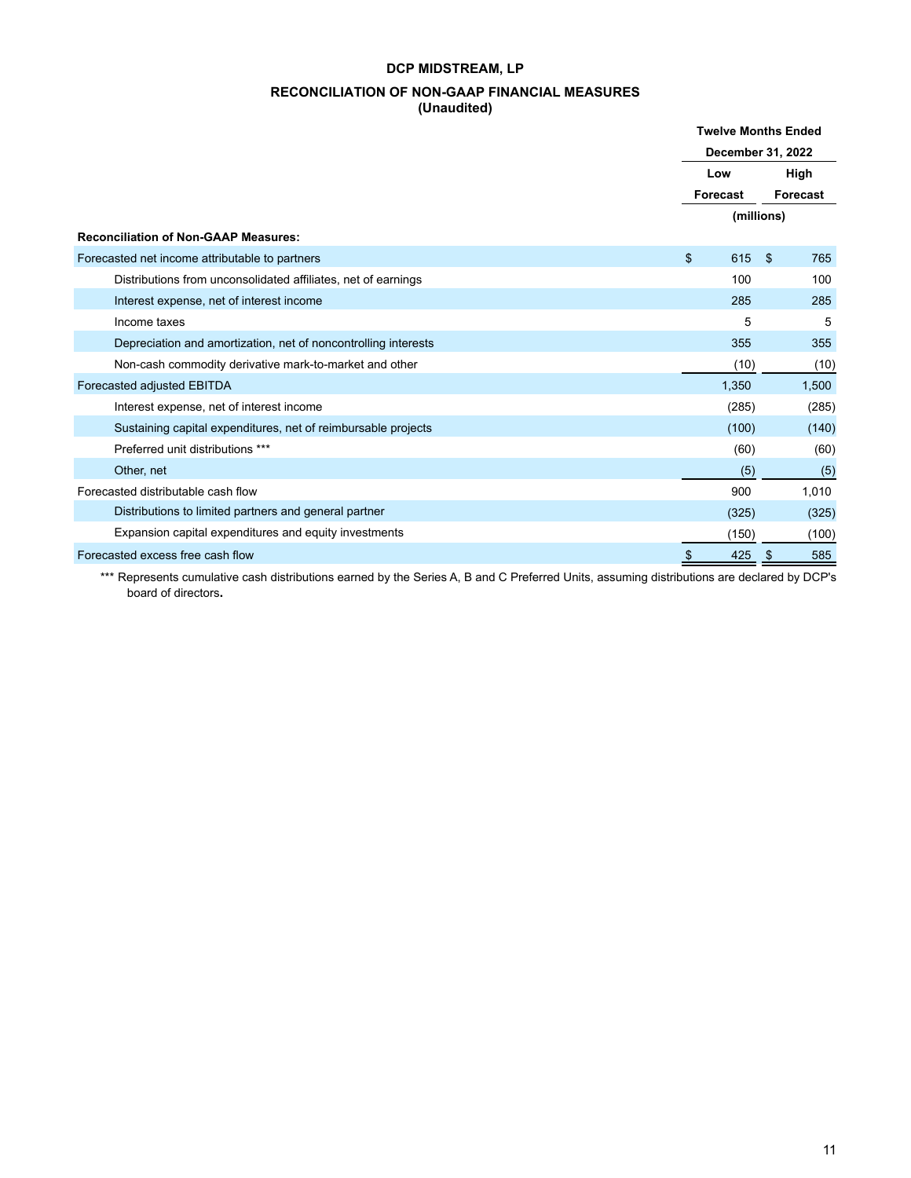# DCP MIDSTREAM, LP

## RECONCILIATION OF NON-GAAP FINANCIAL MEASURES
**(Unaudited)**

| | Twelve Months Ended December 31, 2022 | |
|---|---|---|
| | Low Forecast | High Forecast |
| | (millions) | |
| **Reconciliation of Non-GAAP Measures:** | | |
| Forecasted net income attributable to partners | $ 615 | $ 765 |
| Distributions from unconsolidated affiliates, net of earnings | 100 | 100 |
| Interest expense, net of interest income | 285 | 285 |
| Income taxes | 5 | 5 |
| Depreciation and amortization, net of noncontrolling interests | 355 | 355 |
| Non-cash commodity derivative mark-to-market and other | (10) | (10) |
| Forecasted adjusted EBITDA | 1,350 | 1,500 |
| Interest expense, net of interest income | (285) | (285) |
| Sustaining capital expenditures, net of reimbursable projects | (100) | (140) |
| Preferred unit distributions *** | (60) | (60) |
| Other, net | (5) | (5) |
| Forecasted distributable cash flow | 900 | 1,010 |
| Distributions to limited partners and general partner | (325) | (325) |
| Expansion capital expenditures and equity investments | (150) | (100) |
| Forecasted excess free cash flow | $ 425 | $ 585 |

*** Represents cumulative cash distributions earned by the Series A, B and C Preferred Units, assuming distributions are declared by DCP's board of directors.